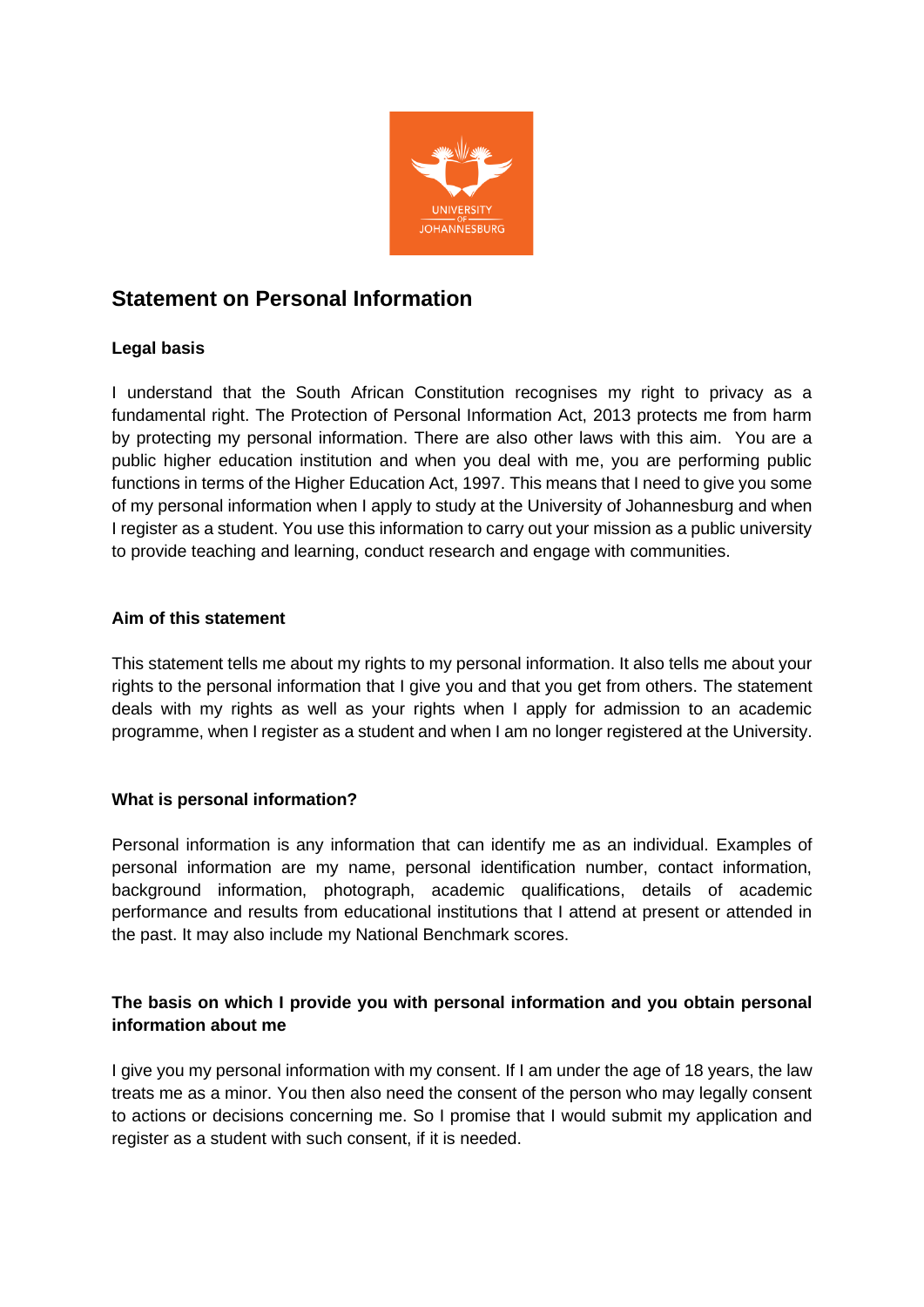# Statement on Personal Information

### Legal basis

I understand that the South African Constitution recognises my right to privacy as a fundamental right. The Protection of Personal Information Act, 2013 protects me from harm by protecting my personal information. There are also other laws with this aim. You are a public higher education institution and when you deal with me, you are performing public functions in terms of the Higher Education Act, 1997. This means that I need to give you some of my personal information when I apply to study at the University of Johannesburg and when I register as a student. You use this information to carry out your mission as a public university to provide teaching and learning, conduct research and engage with communities.

### Aim of this statement

This statement tells me about my rights to my personal information. It also tells me about your rights to the personal information that I give you and that you get from others. The statement deals with my rights as well as your rights when I apply for admission to an academic programme, when I register as a student and when I am no longer registered at the University.

### What is personal information?

Personal information is any information that can identify me as an individual. Examples of personal information are my name, personal identification number, contact information, background information, photograph, academic qualifications, details of academic performance and results from educational institutions that I attend at present or attended in the past. It may also include my National Benchmark scores.

### The basis on which I provide you with personal information and you obtain personal information about me

I give you my personal information with my consent. If I am under the age of 18 years, the law treats me as a minor. You then also need the consent of the person who may legally consent to actions or decisions concerning me. So I promise that I would submit my application and register as a student with such consent, if it is needed.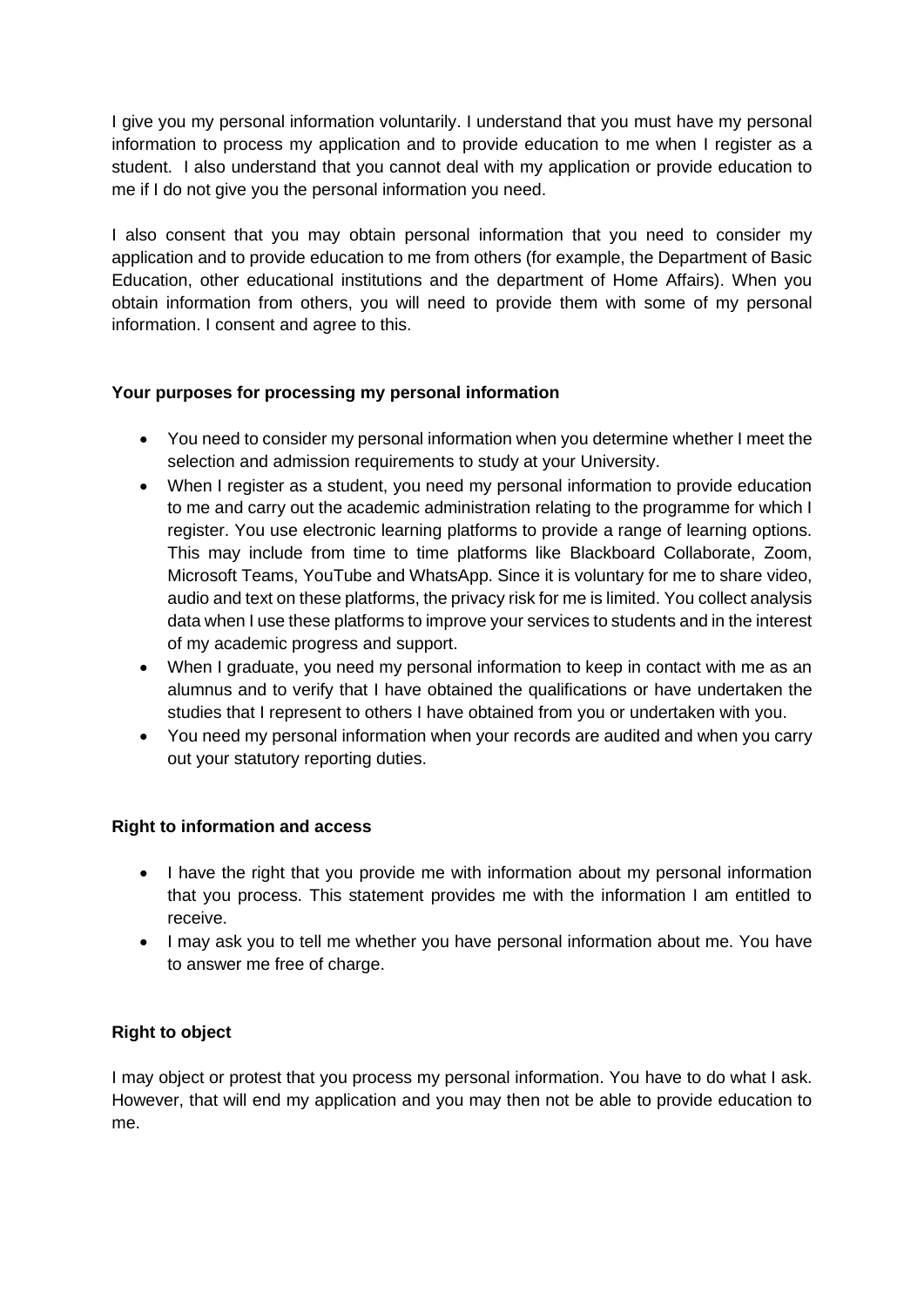I give you my personal information voluntarily. I understand that you must have my personal information to process my application and to provide education to me when I register as a student. I also understand that you cannot deal with my application or provide education to me if I do not give you the personal information you need.

I also consent that you may obtain personal information that you need to consider my application and to provide education to me from others (for example, the Department of Basic Education, other educational institutions and the department of Home Affairs). When you obtain information from others, you will need to provide them with some of my personal information. I consent and agree to this.

**Your purposes for processing my personal information**

- You need to consider my personal information when you determine whether I meet the selection and admission requirements to study at your University.
- When I register as a student, you need my personal information to provide education to me and carry out the academic administration relating to the programme for which I register. You use electronic learning platforms to provide a range of learning options. This may include from time to time platforms like Blackboard Collaborate, Zoom, Microsoft Teams, YouTube and WhatsApp. Since it is voluntary for me to share video, audio and text on these platforms, the privacy risk for me is limited. You collect analysis data when I use these platforms to improve your services to students and in the interest of my academic progress and support.
- When I graduate, you need my personal information to keep in contact with me as an alumnus and to verify that I have obtained the qualifications or have undertaken the studies that I represent to others I have obtained from you or undertaken with you.
- You need my personal information when your records are audited and when you carry out your statutory reporting duties.

**Right to information and access**

- I have the right that you provide me with information about my personal information that you process. This statement provides me with the information I am entitled to receive.
- I may ask you to tell me whether you have personal information about me. You have to answer me free of charge.

**Right to object**

I may object or protest that you process my personal information. You have to do what I ask. However, that will end my application and you may then not be able to provide education to me.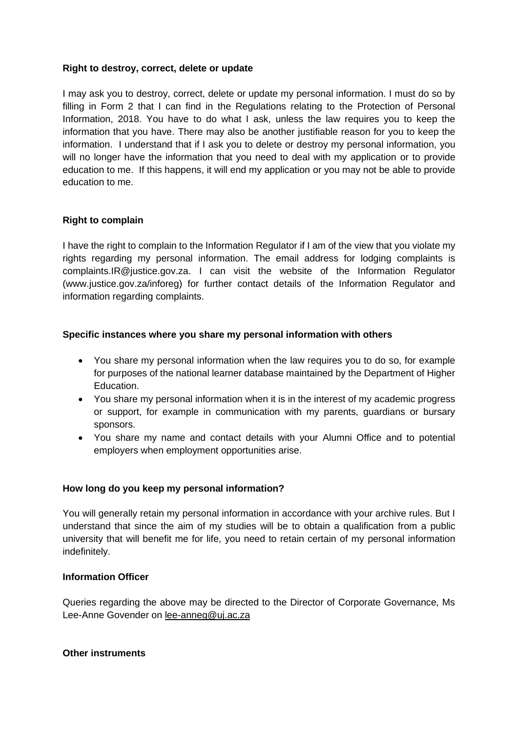**Right to destroy, correct, delete or update**

I may ask you to destroy, correct, delete or update my personal information. I must do so by filling in Form 2 that I can find in the Regulations relating to the Protection of Personal Information, 2018. You have to do what I ask, unless the law requires you to keep the information that you have. There may also be another justifiable reason for you to keep the information. I understand that if I ask you to delete or destroy my personal information, you will no longer have the information that you need to deal with my application or to provide education to me. If this happens, it will end my application or you may not be able to provide education to me.

**Right to complain**

I have the right to complain to the Information Regulator if I am of the view that you violate my rights regarding my personal information. The email address for lodging complaints is complaints.IR@justice.gov.za. I can visit the website of the Information Regulator (www.justice.gov.za/inforeg) for further contact details of the Information Regulator and information regarding complaints.

**Specific instances where you share my personal information with others**

- You share my personal information when the law requires you to do so, for example for purposes of the national learner database maintained by the Department of Higher Education.
- You share my personal information when it is in the interest of my academic progress or support, for example in communication with my parents, guardians or bursary sponsors.
- You share my name and contact details with your Alumni Office and to potential employers when employment opportunities arise.

**How long do you keep my personal information?**

You will generally retain my personal information in accordance with your archive rules. But I understand that since the aim of my studies will be to obtain a qualification from a public university that will benefit me for life, you need to retain certain of my personal information indefinitely.

**Information Officer**

Queries regarding the above may be directed to the Director of Corporate Governance, Ms Lee-Anne Govender on lee-anneg@uj.ac.za

**Other instruments**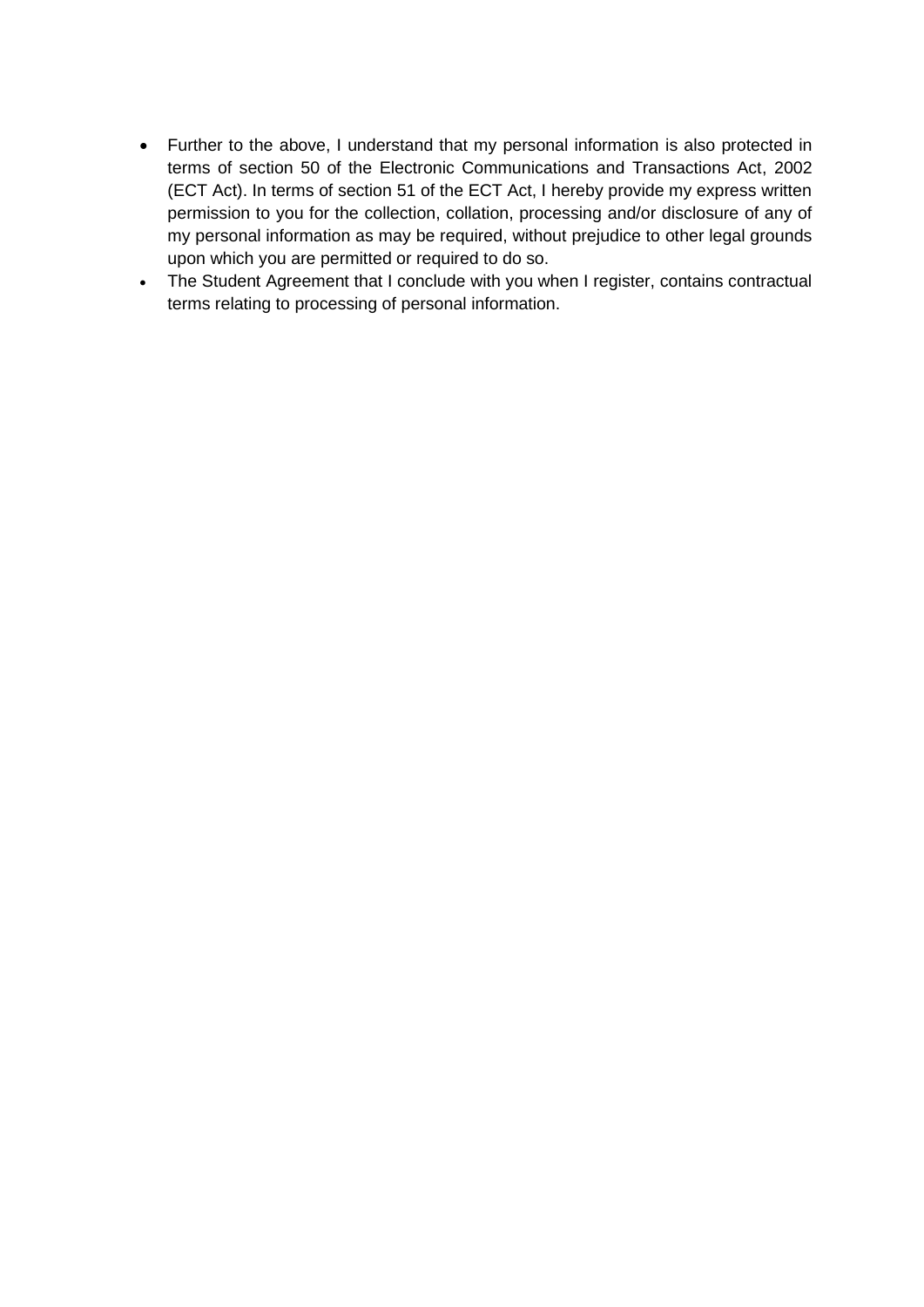- Further to the above, I understand that my personal information is also protected in terms of section 50 of the Electronic Communications and Transactions Act, 2002 (ECT Act). In terms of section 51 of the ECT Act, I hereby provide my express written permission to you for the collection, collation, processing and/or disclosure of any of my personal information as may be required, without prejudice to other legal grounds upon which you are permitted or required to do so.
- The Student Agreement that I conclude with you when I register, contains contractual terms relating to processing of personal information.